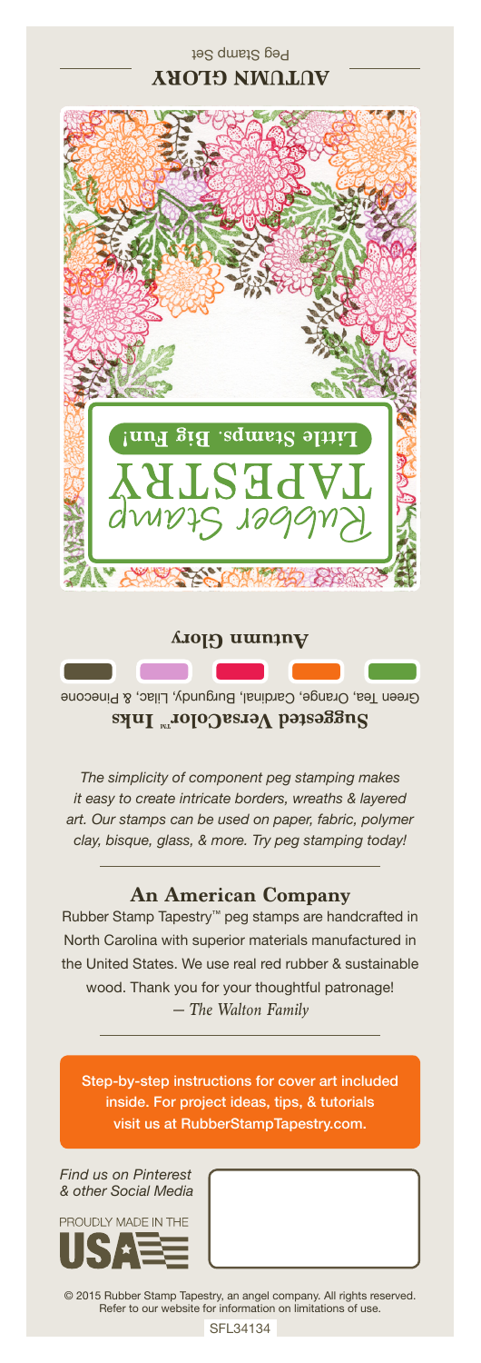# AUTUMN GLORY

Peg Stamp Set

Rubber Stamp TAPESTRY

**Little Stamps. Big Fun!**

**Autumn Glory**

**Suggested VersaColor™ Inks**

Green Tea, Orange, Cardinal, Burgundy, Lilac, & Pinecone

*The simplicity of component peg stamping makes it easy to create intricate borders, wreaths & layered art. Our stamps can be used on paper, fabric, polymer clay, bisque, glass, & more. Try peg stamping today!*

## An American Company

Rubber Stamp Tapestry™ peg stamps are handcrafted in North Carolina with superior materials manufactured in the United States. We use real red rubber & sustainable wood. Thank you for your thoughtful patronage!

*— The Walton Family*

Step-by-step instructions for cover art included inside. For project ideas, tips, & tutorials visit us at RubberStampTapestry.com.

*Find us on Pinterest & other Social Media*

PROUDLY MADE IN THE USA

© 2015 Rubber Stamp Tapestry, an angel company. All rights reserved. Refer to our website for information on limitations of use.

SFL34134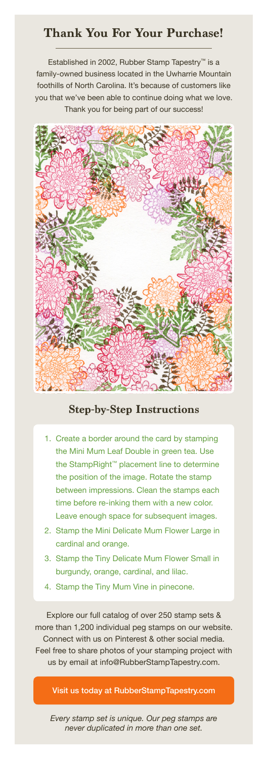## Thank You For Your Purchase!

Established in 2002, Rubber Stamp Tapestry™ is a family-owned business located in the Uwharrie Mountain foothills of North Carolina. It's because of customers like you that we've been able to continue doing what we love. Thank you for being part of our success!

## Step-by-Step Instructions

1. Create a border around the card by stamping the Mini Mum Leaf Double in green tea. Use the StampRight™ placement line to determine the position of the image. Rotate the stamp between impressions. Clean the stamps each time before re-inking them with a new color. Leave enough space for subsequent images.
2. Stamp the Mini Delicate Mum Flower Large in cardinal and orange.
3. Stamp the Tiny Delicate Mum Flower Small in burgundy, orange, cardinal, and lilac.
4. Stamp the Tiny Mum Vine in pinecone.

Explore our full catalog of over 250 stamp sets & more than 1,200 individual peg stamps on our website. Connect with us on Pinterest & other social media. Feel free to share photos of your stamping project with us by email at info@RubberStampTapestry.com.

Visit us today at RubberStampTapestry.com

*Every stamp set is unique. Our peg stamps are never duplicated in more than one set.*